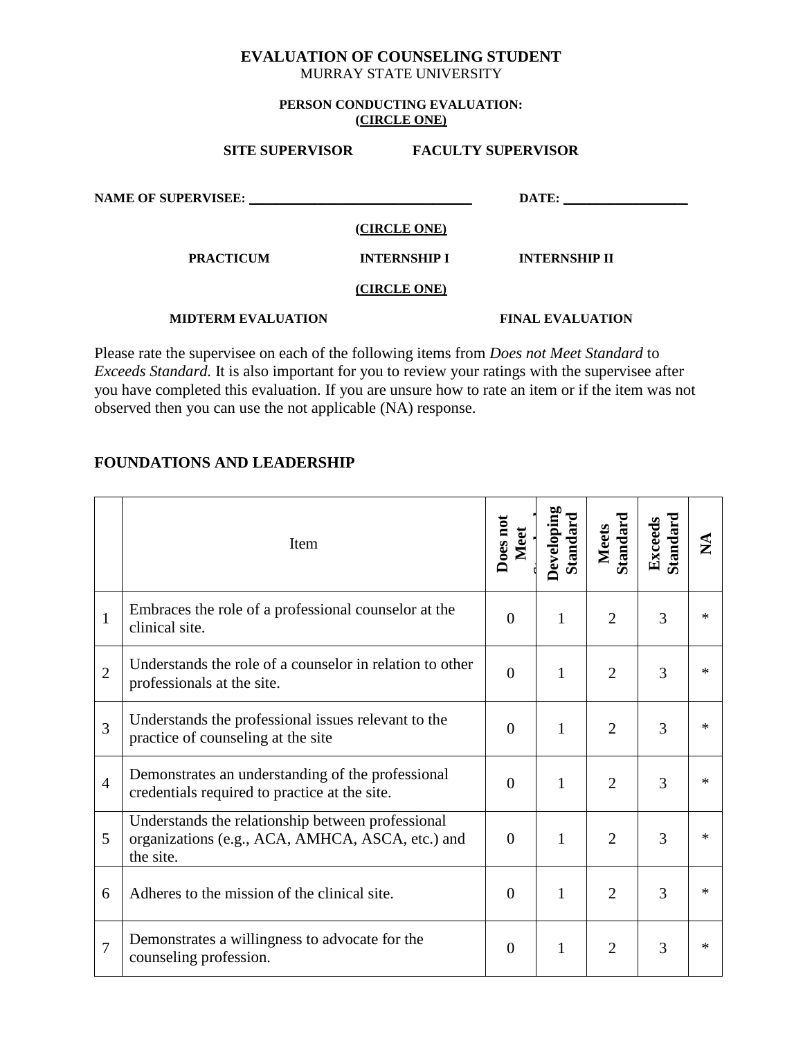# EVALUATION OF COUNSELING STUDENT

MURRAY STATE UNIVERSITY

**PERSON CONDUCTING EVALUATION:**
**(CIRCLE ONE)**

**SITE SUPERVISOR** **FACULTY SUPERVISOR**

**NAME OF SUPERVISEE: \_\_\_\_\_\_\_\_\_\_\_\_\_\_\_\_\_\_\_\_\_\_\_\_\_\_\_\_\_\_\_\_\_\_** **DATE: \_\_\_\_\_\_\_\_\_\_\_\_\_\_\_\_\_\_\_**

**(CIRCLE ONE)**

**PRACTICUM** **INTERNSHIP I** **INTERNSHIP II**

**(CIRCLE ONE)**

**MIDTERM EVALUATION** **FINAL EVALUATION**

Please rate the supervisee on each of the following items from *Does not Meet Standard* to *Exceeds Standard*. It is also important for you to review your ratings with the supervisee after you have completed this evaluation. If you are unsure how to rate an item or if the item was not observed then you can use the not applicable (NA) response.

## FOUNDATIONS AND LEADERSHIP

| | Item | Does not Meet Standard | Developing Standard | Meets Standard | Exceeds Standard | NA |
|---|---|---|---|---|---|---|
| 1 | Embraces the role of a professional counselor at the clinical site. | 0 | 1 | 2 | 3 | * |
| 2 | Understands the role of a counselor in relation to other professionals at the site. | 0 | 1 | 2 | 3 | * |
| 3 | Understands the professional issues relevant to the practice of counseling at the site | 0 | 1 | 2 | 3 | * |
| 4 | Demonstrates an understanding of the professional credentials required to practice at the site. | 0 | 1 | 2 | 3 | * |
| 5 | Understands the relationship between professional organizations (e.g., ACA, AMHCA, ASCA, etc.) and the site. | 0 | 1 | 2 | 3 | * |
| 6 | Adheres to the mission of the clinical site. | 0 | 1 | 2 | 3 | * |
| 7 | Demonstrates a willingness to advocate for the counseling profession. | 0 | 1 | 2 | 3 | * |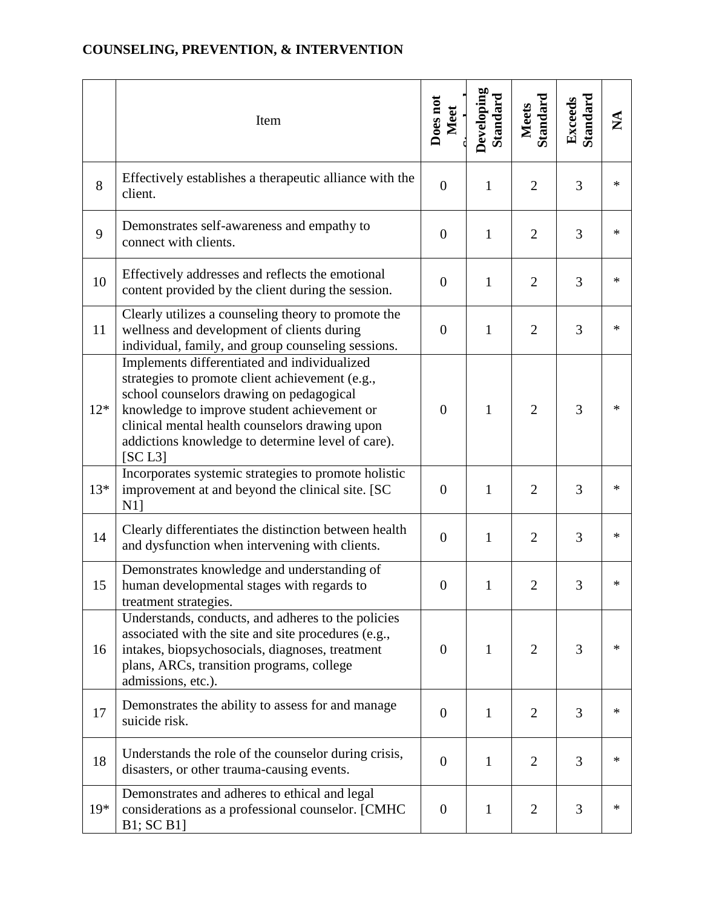## COUNSELING, PREVENTION, & INTERVENTION

| | Item | Does not Meet Standard | Developing Standard | Meets Standard | Exceeds Standard | NA |
|---|---|---|---|---|---|---|
| 8 | Effectively establishes a therapeutic alliance with the client. | 0 | 1 | 2 | 3 | * |
| 9 | Demonstrates self-awareness and empathy to connect with clients. | 0 | 1 | 2 | 3 | * |
| 10 | Effectively addresses and reflects the emotional content provided by the client during the session. | 0 | 1 | 2 | 3 | * |
| 11 | Clearly utilizes a counseling theory to promote the wellness and development of clients during individual, family, and group counseling sessions. | 0 | 1 | 2 | 3 | * |
| 12* | Implements differentiated and individualized strategies to promote client achievement (e.g., school counselors drawing on pedagogical knowledge to improve student achievement or clinical mental health counselors drawing upon addictions knowledge to determine level of care). [SC L3] | 0 | 1 | 2 | 3 | * |
| 13* | Incorporates systemic strategies to promote holistic improvement at and beyond the clinical site. [SC N1] | 0 | 1 | 2 | 3 | * |
| 14 | Clearly differentiates the distinction between health and dysfunction when intervening with clients. | 0 | 1 | 2 | 3 | * |
| 15 | Demonstrates knowledge and understanding of human developmental stages with regards to treatment strategies. | 0 | 1 | 2 | 3 | * |
| 16 | Understands, conducts, and adheres to the policies associated with the site and site procedures (e.g., intakes, biopsychosocials, diagnoses, treatment plans, ARCs, transition programs, college admissions, etc.). | 0 | 1 | 2 | 3 | * |
| 17 | Demonstrates the ability to assess for and manage suicide risk. | 0 | 1 | 2 | 3 | * |
| 18 | Understands the role of the counselor during crisis, disasters, or other trauma-causing events. | 0 | 1 | 2 | 3 | * |
| 19* | Demonstrates and adheres to ethical and legal considerations as a professional counselor. [CMHC B1; SC B1] | 0 | 1 | 2 | 3 | * |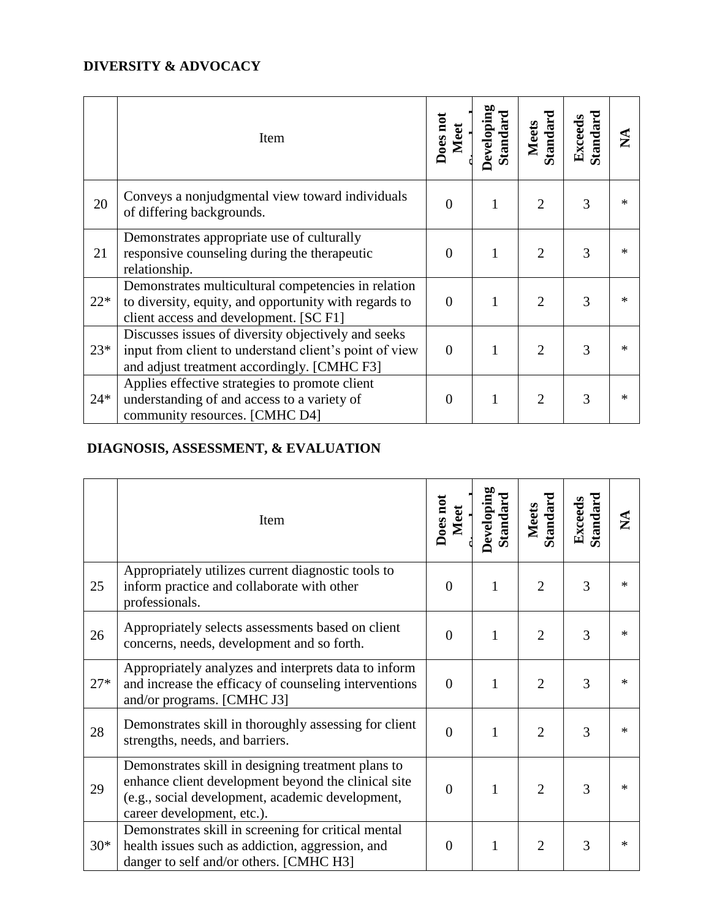## DIVERSITY & ADVOCACY

| | Item | Does not Meet Standard | Developing Standard | Meets Standard | Exceeds Standard | NA |
|---|---|---|---|---|---|---|
| 20 | Conveys a nonjudgmental view toward individuals of differing backgrounds. | 0 | 1 | 2 | 3 | * |
| 21 | Demonstrates appropriate use of culturally responsive counseling during the therapeutic relationship. | 0 | 1 | 2 | 3 | * |
| 22* | Demonstrates multicultural competencies in relation to diversity, equity, and opportunity with regards to client access and development. [SC F1] | 0 | 1 | 2 | 3 | * |
| 23* | Discusses issues of diversity objectively and seeks input from client to understand client's point of view and adjust treatment accordingly. [CMHC F3] | 0 | 1 | 2 | 3 | * |
| 24* | Applies effective strategies to promote client understanding of and access to a variety of community resources. [CMHC D4] | 0 | 1 | 2 | 3 | * |

## DIAGNOSIS, ASSESSMENT, & EVALUATION

| | Item | Does not Meet Standard | Developing Standard | Meets Standard | Exceeds Standard | NA |
|---|---|---|---|---|---|---|
| 25 | Appropriately utilizes current diagnostic tools to inform practice and collaborate with other professionals. | 0 | 1 | 2 | 3 | * |
| 26 | Appropriately selects assessments based on client concerns, needs, development and so forth. | 0 | 1 | 2 | 3 | * |
| 27* | Appropriately analyzes and interprets data to inform and increase the efficacy of counseling interventions and/or programs. [CMHC J3] | 0 | 1 | 2 | 3 | * |
| 28 | Demonstrates skill in thoroughly assessing for client strengths, needs, and barriers. | 0 | 1 | 2 | 3 | * |
| 29 | Demonstrates skill in designing treatment plans to enhance client development beyond the clinical site (e.g., social development, academic development, career development, etc.). | 0 | 1 | 2 | 3 | * |
| 30* | Demonstrates skill in screening for critical mental health issues such as addiction, aggression, and danger to self and/or others. [CMHC H3] | 0 | 1 | 2 | 3 | * |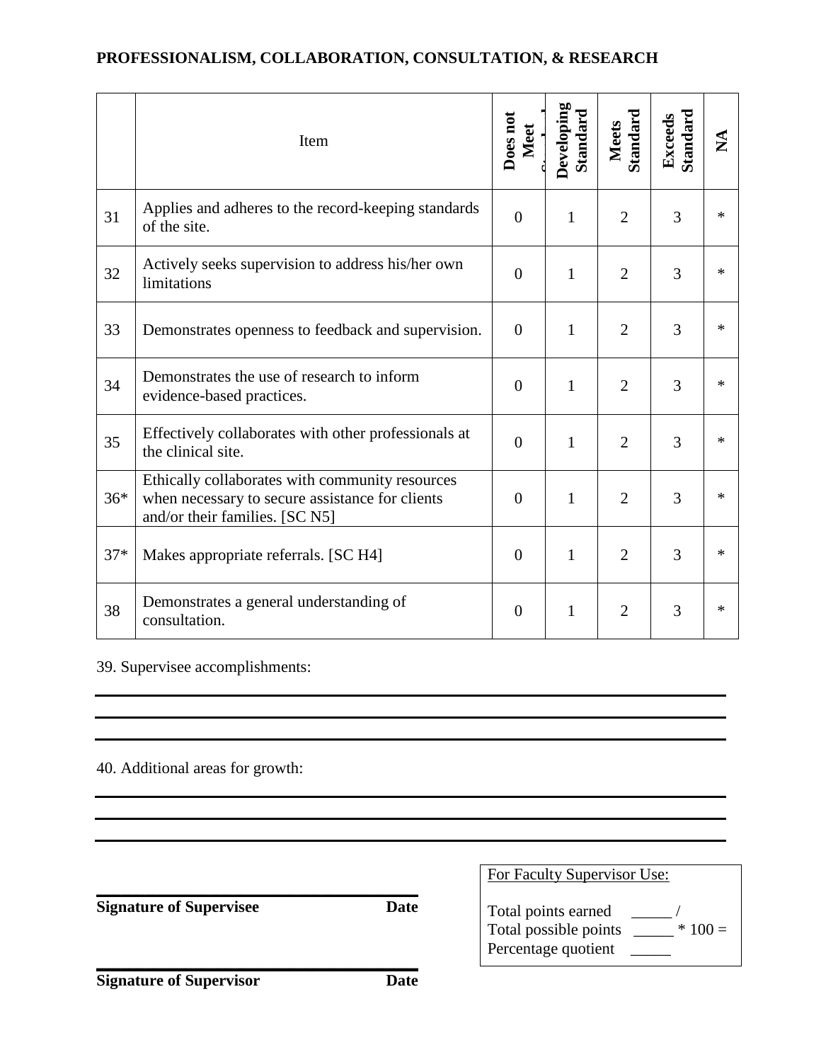**PROFESSIONALISM, COLLABORATION, CONSULTATION, & RESEARCH**

| | Item | Does not Meet Standard | Developing Standard | Meets Standard | Exceeds Standard | NA |
|---|---|---|---|---|---|---|
| 31 | Applies and adheres to the record-keeping standards of the site. | 0 | 1 | 2 | 3 | * |
| 32 | Actively seeks supervision to address his/her own limitations | 0 | 1 | 2 | 3 | * |
| 33 | Demonstrates openness to feedback and supervision. | 0 | 1 | 2 | 3 | * |
| 34 | Demonstrates the use of research to inform evidence-based practices. | 0 | 1 | 2 | 3 | * |
| 35 | Effectively collaborates with other professionals at the clinical site. | 0 | 1 | 2 | 3 | * |
| 36* | Ethically collaborates with community resources when necessary to secure assistance for clients and/or their families. [SC N5] | 0 | 1 | 2 | 3 | * |
| 37* | Makes appropriate referrals. [SC H4] | 0 | 1 | 2 | 3 | * |
| 38 | Demonstrates a general understanding of consultation. | 0 | 1 | 2 | 3 | * |

39. Supervisee accomplishments:

______________________________________________________________________

______________________________________________________________________

______________________________________________________________________

40. Additional areas for growth:

______________________________________________________________________

______________________________________________________________________

______________________________________________________________________

______________________________
**Signature of Supervisee** **Date**

______________________________
**Signature of Supervisor** **Date**

For Faculty Supervisor Use:

Total points earned _____ /
Total possible points _____ * 100 =
Percentage quotient _____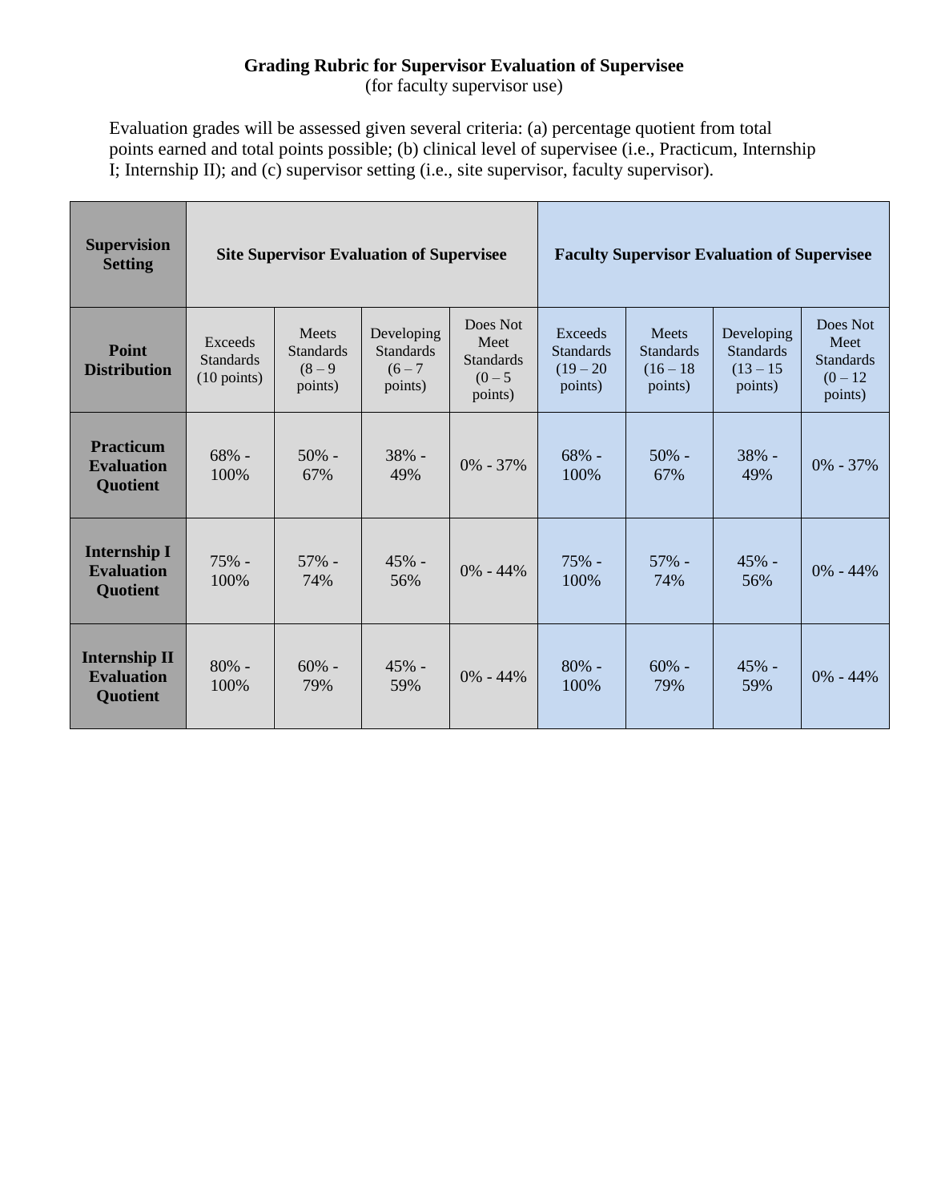**Grading Rubric for Supervisor Evaluation of Supervisee**
(for faculty supervisor use)

Evaluation grades will be assessed given several criteria: (a) percentage quotient from total points earned and total points possible; (b) clinical level of supervisee (i.e., Practicum, Internship I; Internship II); and (c) supervisor setting (i.e., site supervisor, faculty supervisor).

| **Supervision Setting** | **Site Supervisor Evaluation of Supervisee** | | | | **Faculty Supervisor Evaluation of Supervisee** | | | |
|---|---|---|---|---|---|---|---|---|
| **Point Distribution** | Exceeds Standards (10 points) | Meets Standards (8 – 9 points) | Developing Standards (6 – 7 points) | Does Not Meet Standards (0 – 5 points) | Exceeds Standards (19 – 20 points) | Meets Standards (16 – 18 points) | Developing Standards (13 – 15 points) | Does Not Meet Standards (0 – 12 points) |
| **Practicum Evaluation Quotient** | 68% - 100% | 50% - 67% | 38% - 49% | 0% - 37% | 68% - 100% | 50% - 67% | 38% - 49% | 0% - 37% |
| **Internship I Evaluation Quotient** | 75% - 100% | 57% - 74% | 45% - 56% | 0% - 44% | 75% - 100% | 57% - 74% | 45% - 56% | 0% - 44% |
| **Internship II Evaluation Quotient** | 80% - 100% | 60% - 79% | 45% - 59% | 0% - 44% | 80% - 100% | 60% - 79% | 45% - 59% | 0% - 44% |